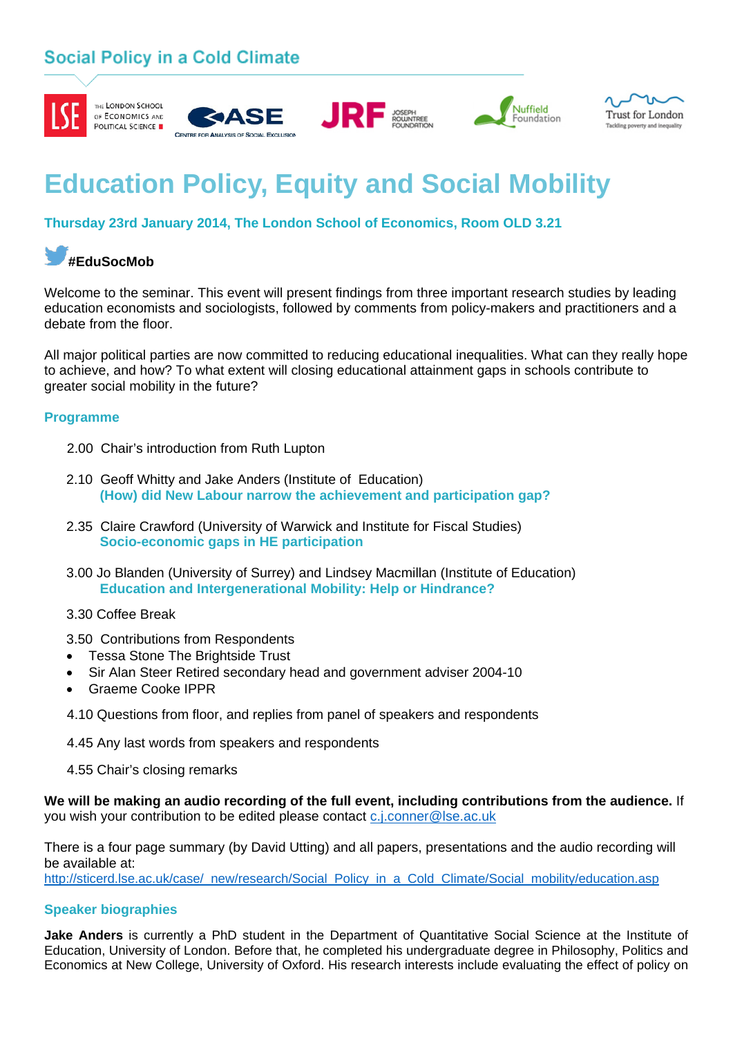Social Policy in a Cold Climate

THE LONDON SCHOOL OF ECONOMICS AND POLITICAL SCIENCE | CASE CENTRE FOR ANALYSIS OF SOCIAL EXCLUSION | JRF JOSEPH ROWNTREE FOUNDATION | Nuffield Foundation | Trust for London Tackling poverty and inequality

# Education Policy, Equity and Social Mobility

**Thursday 23rd January 2014, The London School of Economics, Room OLD 3.21**

**#EduSocMob**

Welcome to the seminar. This event will present findings from three important research studies by leading education economists and sociologists, followed by comments from policy-makers and practitioners and a debate from the floor.

All major political parties are now committed to reducing educational inequalities. What can they really hope to achieve, and how? To what extent will closing educational attainment gaps in schools contribute to greater social mobility in the future?

## Programme

2.00 Chair's introduction from Ruth Lupton

2.10 Geoff Whitty and Jake Anders (Institute of Education)
**(How) did New Labour narrow the achievement and participation gap?**

2.35 Claire Crawford (University of Warwick and Institute for Fiscal Studies)
**Socio-economic gaps in HE participation**

3.00 Jo Blanden (University of Surrey) and Lindsey Macmillan (Institute of Education)
**Education and Intergenerational Mobility: Help or Hindrance?**

3.30 Coffee Break

3.50 Contributions from Respondents

- Tessa Stone The Brightside Trust
- Sir Alan Steer Retired secondary head and government adviser 2004-10
- Graeme Cooke IPPR

4.10 Questions from floor, and replies from panel of speakers and respondents

4.45 Any last words from speakers and respondents

4.55 Chair's closing remarks

**We will be making an audio recording of the full event, including contributions from the audience.** If you wish your contribution to be edited please contact c.j.conner@lse.ac.uk

There is a four page summary (by David Utting) and all papers, presentations and the audio recording will be available at:
http://sticerd.lse.ac.uk/case/_new/research/Social_Policy_in_a_Cold_Climate/Social_mobility/education.asp

## Speaker biographies

**Jake Anders** is currently a PhD student in the Department of Quantitative Social Science at the Institute of Education, University of London. Before that, he completed his undergraduate degree in Philosophy, Politics and Economics at New College, University of Oxford. His research interests include evaluating the effect of policy on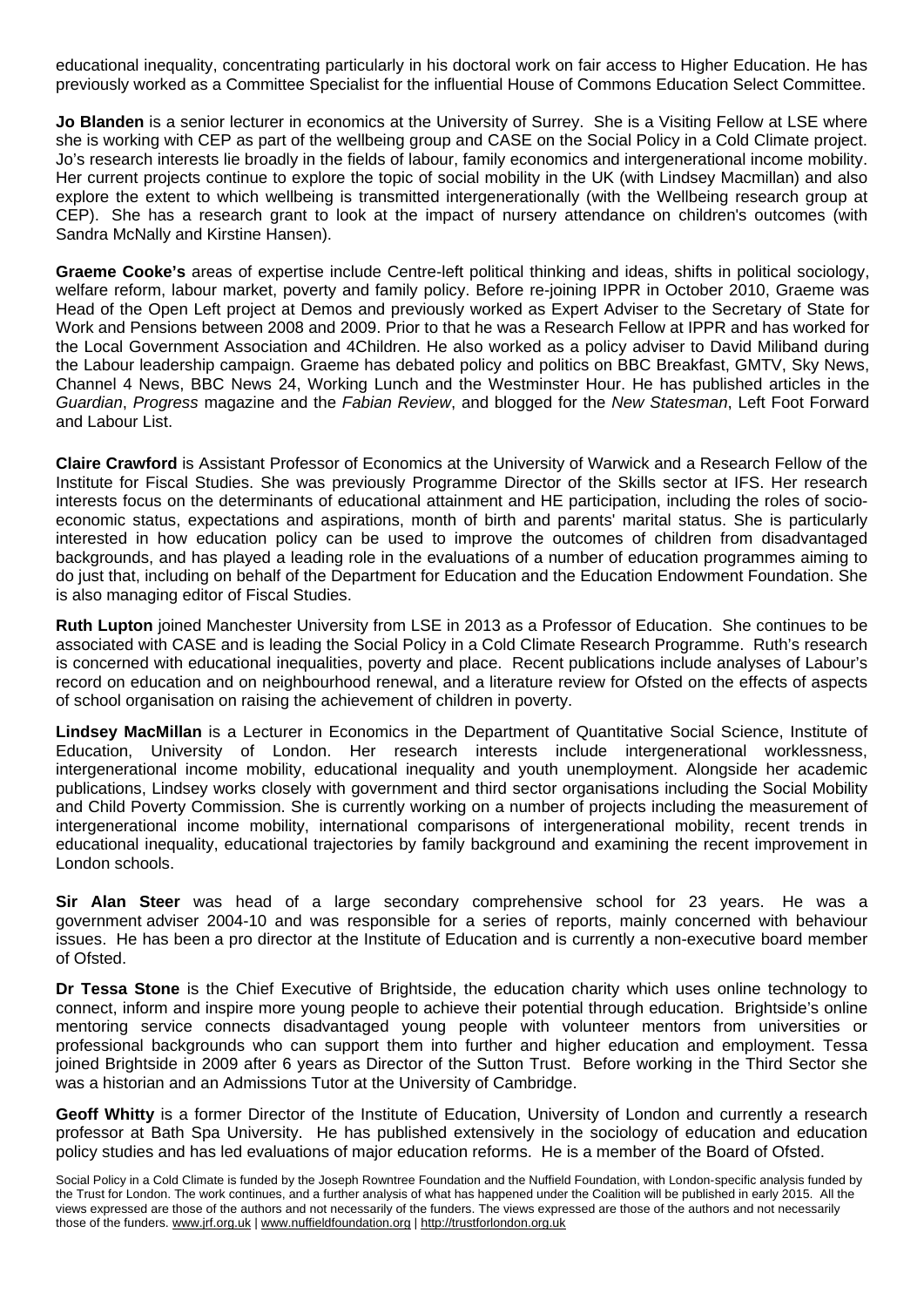educational inequality, concentrating particularly in his doctoral work on fair access to Higher Education. He has previously worked as a Committee Specialist for the influential House of Commons Education Select Committee.

**Jo Blanden** is a senior lecturer in economics at the University of Surrey. She is a Visiting Fellow at LSE where she is working with CEP as part of the wellbeing group and CASE on the Social Policy in a Cold Climate project. Jo's research interests lie broadly in the fields of labour, family economics and intergenerational income mobility. Her current projects continue to explore the topic of social mobility in the UK (with Lindsey Macmillan) and also explore the extent to which wellbeing is transmitted intergenerationally (with the Wellbeing research group at CEP). She has a research grant to look at the impact of nursery attendance on children's outcomes (with Sandra McNally and Kirstine Hansen).

**Graeme Cooke's** areas of expertise include Centre-left political thinking and ideas, shifts in political sociology, welfare reform, labour market, poverty and family policy. Before re-joining IPPR in October 2010, Graeme was Head of the Open Left project at Demos and previously worked as Expert Adviser to the Secretary of State for Work and Pensions between 2008 and 2009. Prior to that he was a Research Fellow at IPPR and has worked for the Local Government Association and 4Children. He also worked as a policy adviser to David Miliband during the Labour leadership campaign. Graeme has debated policy and politics on BBC Breakfast, GMTV, Sky News, Channel 4 News, BBC News 24, Working Lunch and the Westminster Hour. He has published articles in the *Guardian*, *Progress* magazine and the *Fabian Review*, and blogged for the *New Statesman*, Left Foot Forward and Labour List.

**Claire Crawford** is Assistant Professor of Economics at the University of Warwick and a Research Fellow of the Institute for Fiscal Studies. She was previously Programme Director of the Skills sector at IFS. Her research interests focus on the determinants of educational attainment and HE participation, including the roles of socio-economic status, expectations and aspirations, month of birth and parents' marital status. She is particularly interested in how education policy can be used to improve the outcomes of children from disadvantaged backgrounds, and has played a leading role in the evaluations of a number of education programmes aiming to do just that, including on behalf of the Department for Education and the Education Endowment Foundation. She is also managing editor of Fiscal Studies.

**Ruth Lupton** joined Manchester University from LSE in 2013 as a Professor of Education. She continues to be associated with CASE and is leading the Social Policy in a Cold Climate Research Programme. Ruth's research is concerned with educational inequalities, poverty and place. Recent publications include analyses of Labour's record on education and on neighbourhood renewal, and a literature review for Ofsted on the effects of aspects of school organisation on raising the achievement of children in poverty.

**Lindsey MacMillan** is a Lecturer in Economics in the Department of Quantitative Social Science, Institute of Education, University of London. Her research interests include intergenerational worklessness, intergenerational income mobility, educational inequality and youth unemployment. Alongside her academic publications, Lindsey works closely with government and third sector organisations including the Social Mobility and Child Poverty Commission. She is currently working on a number of projects including the measurement of intergenerational income mobility, international comparisons of intergenerational mobility, recent trends in educational inequality, educational trajectories by family background and examining the recent improvement in London schools.

**Sir Alan Steer** was head of a large secondary comprehensive school for 23 years. He was a government adviser 2004-10 and was responsible for a series of reports, mainly concerned with behaviour issues. He has been a pro director at the Institute of Education and is currently a non-executive board member of Ofsted.

**Dr Tessa Stone** is the Chief Executive of Brightside, the education charity which uses online technology to connect, inform and inspire more young people to achieve their potential through education. Brightside's online mentoring service connects disadvantaged young people with volunteer mentors from universities or professional backgrounds who can support them into further and higher education and employment. Tessa joined Brightside in 2009 after 6 years as Director of the Sutton Trust. Before working in the Third Sector she was a historian and an Admissions Tutor at the University of Cambridge.

**Geoff Whitty** is a former Director of the Institute of Education, University of London and currently a research professor at Bath Spa University. He has published extensively in the sociology of education and education policy studies and has led evaluations of major education reforms. He is a member of the Board of Ofsted.

Social Policy in a Cold Climate is funded by the Joseph Rowntree Foundation and the Nuffield Foundation, with London-specific analysis funded by the Trust for London. The work continues, and a further analysis of what has happened under the Coalition will be published in early 2015. All the views expressed are those of the authors and not necessarily of the funders. The views expressed are those of the authors and not necessarily those of the funders. www.jrf.org.uk | www.nuffieldfoundation.org | http://trustforlondon.org.uk